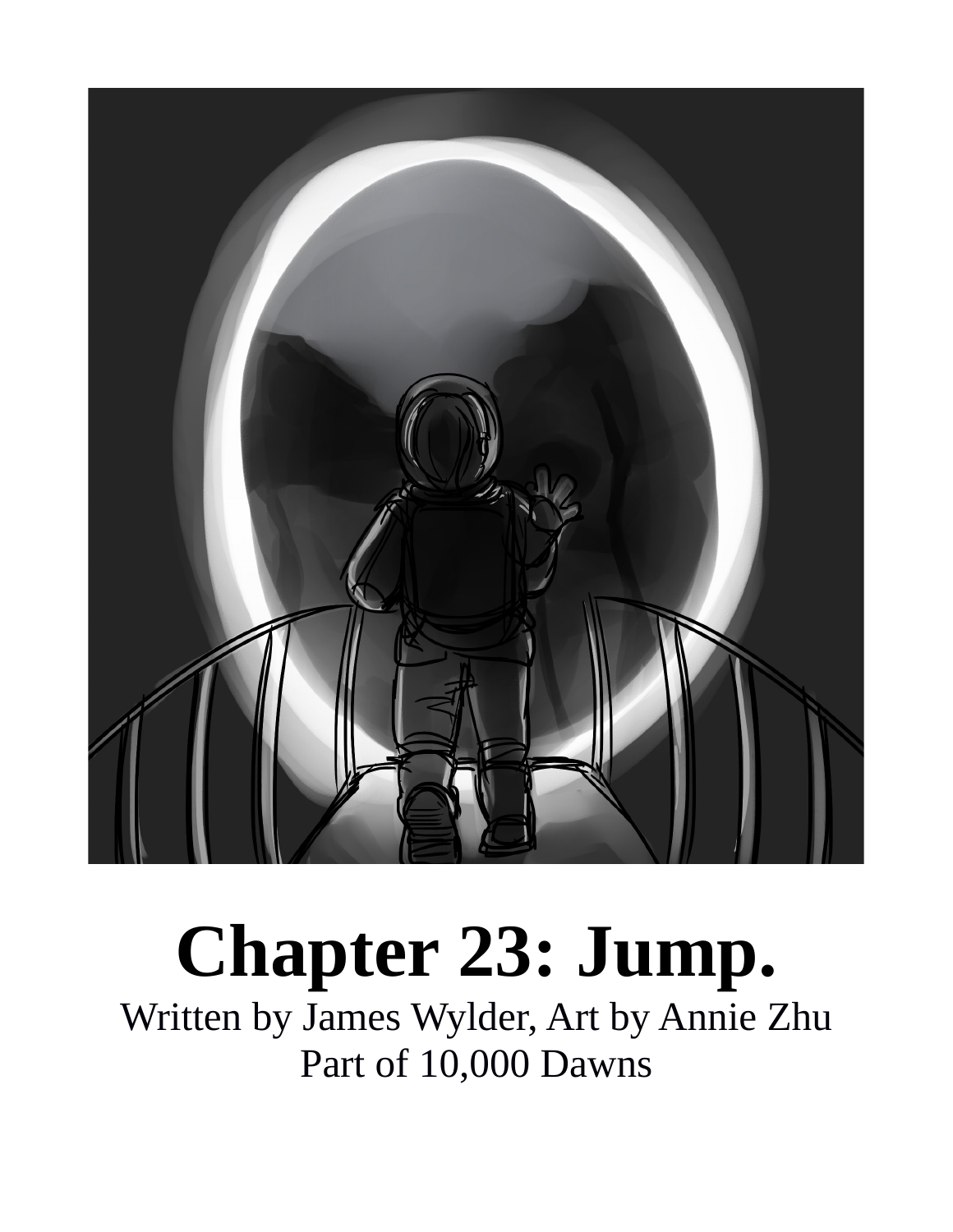# Chapter 23: Jump.

Written by James Wylder, Art by Annie Zhu

Part of 10,000 Dawns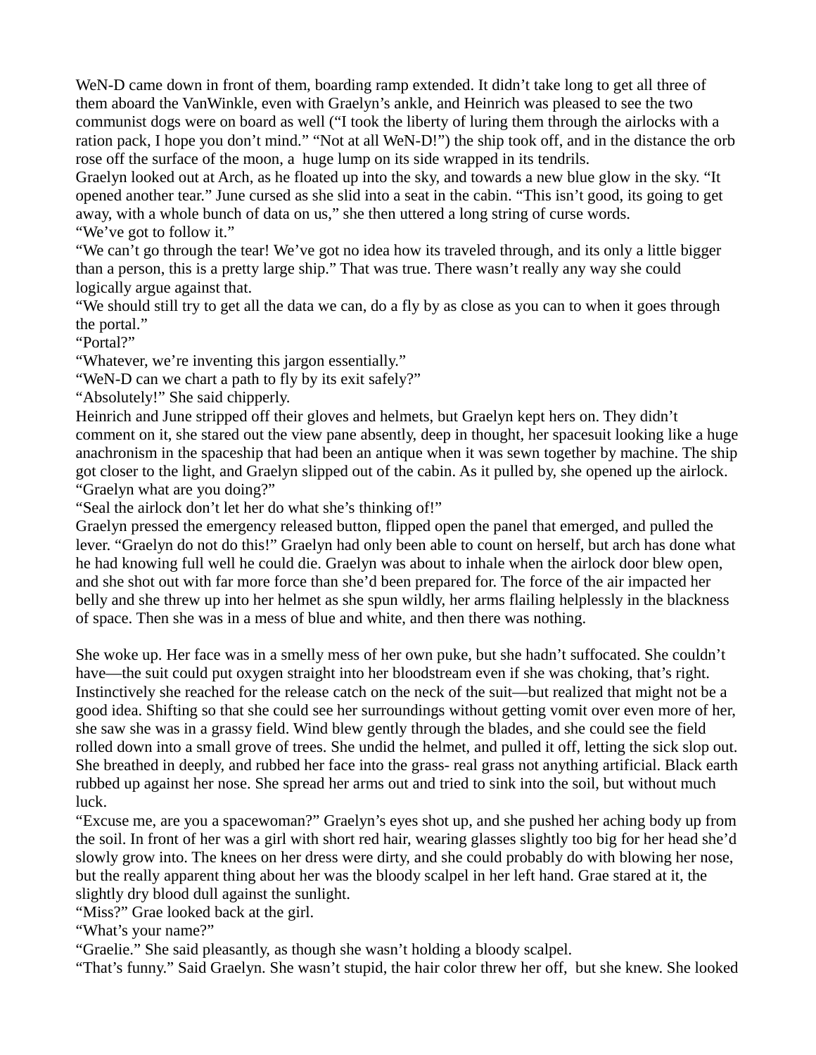WeN-D came down in front of them, boarding ramp extended. It didn't take long to get all three of them aboard the VanWinkle, even with Graelyn's ankle, and Heinrich was pleased to see the two communist dogs were on board as well ("I took the liberty of luring them through the airlocks with a ration pack, I hope you don't mind." "Not at all WeN-D!") the ship took off, and in the distance the orb rose off the surface of the moon, a huge lump on its side wrapped in its tendrils.

Graelyn looked out at Arch, as he floated up into the sky, and towards a new blue glow in the sky. "It opened another tear." June cursed as she slid into a seat in the cabin. "This isn't good, its going to get away, with a whole bunch of data on us," she then uttered a long string of curse words.

"We've got to follow it."

"We can't go through the tear! We've got no idea how its traveled through, and its only a little bigger than a person, this is a pretty large ship." That was true. There wasn't really any way she could logically argue against that.

"We should still try to get all the data we can, do a fly by as close as you can to when it goes through the portal."

"Portal?"

"Whatever, we're inventing this jargon essentially."

"WeN-D can we chart a path to fly by its exit safely?"

"Absolutely!" She said chipperly.

Heinrich and June stripped off their gloves and helmets, but Graelyn kept hers on. They didn't comment on it, she stared out the view pane absently, deep in thought, her spacesuit looking like a huge anachronism in the spaceship that had been an antique when it was sewn together by machine. The ship got closer to the light, and Graelyn slipped out of the cabin. As it pulled by, she opened up the airlock.

"Graelyn what are you doing?"

"Seal the airlock don't let her do what she's thinking of!"

Graelyn pressed the emergency released button, flipped open the panel that emerged, and pulled the lever. "Graelyn do not do this!" Graelyn had only been able to count on herself, but arch has done what he had knowing full well he could die. Graelyn was about to inhale when the airlock door blew open, and she shot out with far more force than she'd been prepared for. The force of the air impacted her belly and she threw up into her helmet as she spun wildly, her arms flailing helplessly in the blackness of space. Then she was in a mess of blue and white, and then there was nothing.

She woke up. Her face was in a smelly mess of her own puke, but she hadn't suffocated. She couldn't have—the suit could put oxygen straight into her bloodstream even if she was choking, that's right. Instinctively she reached for the release catch on the neck of the suit—but realized that might not be a good idea. Shifting so that she could see her surroundings without getting vomit over even more of her, she saw she was in a grassy field. Wind blew gently through the blades, and she could see the field rolled down into a small grove of trees. She undid the helmet, and pulled it off, letting the sick slop out. She breathed in deeply, and rubbed her face into the grass- real grass not anything artificial. Black earth rubbed up against her nose. She spread her arms out and tried to sink into the soil, but without much luck.

"Excuse me, are you a spacewoman?" Graelyn's eyes shot up, and she pushed her aching body up from the soil. In front of her was a girl with short red hair, wearing glasses slightly too big for her head she'd slowly grow into. The knees on her dress were dirty, and she could probably do with blowing her nose, but the really apparent thing about her was the bloody scalpel in her left hand. Grae stared at it, the slightly dry blood dull against the sunlight.

"Miss?" Grae looked back at the girl.

"What's your name?"

"Graelie." She said pleasantly, as though she wasn't holding a bloody scalpel.

"That's funny." Said Graelyn. She wasn't stupid, the hair color threw her off, but she knew. She looked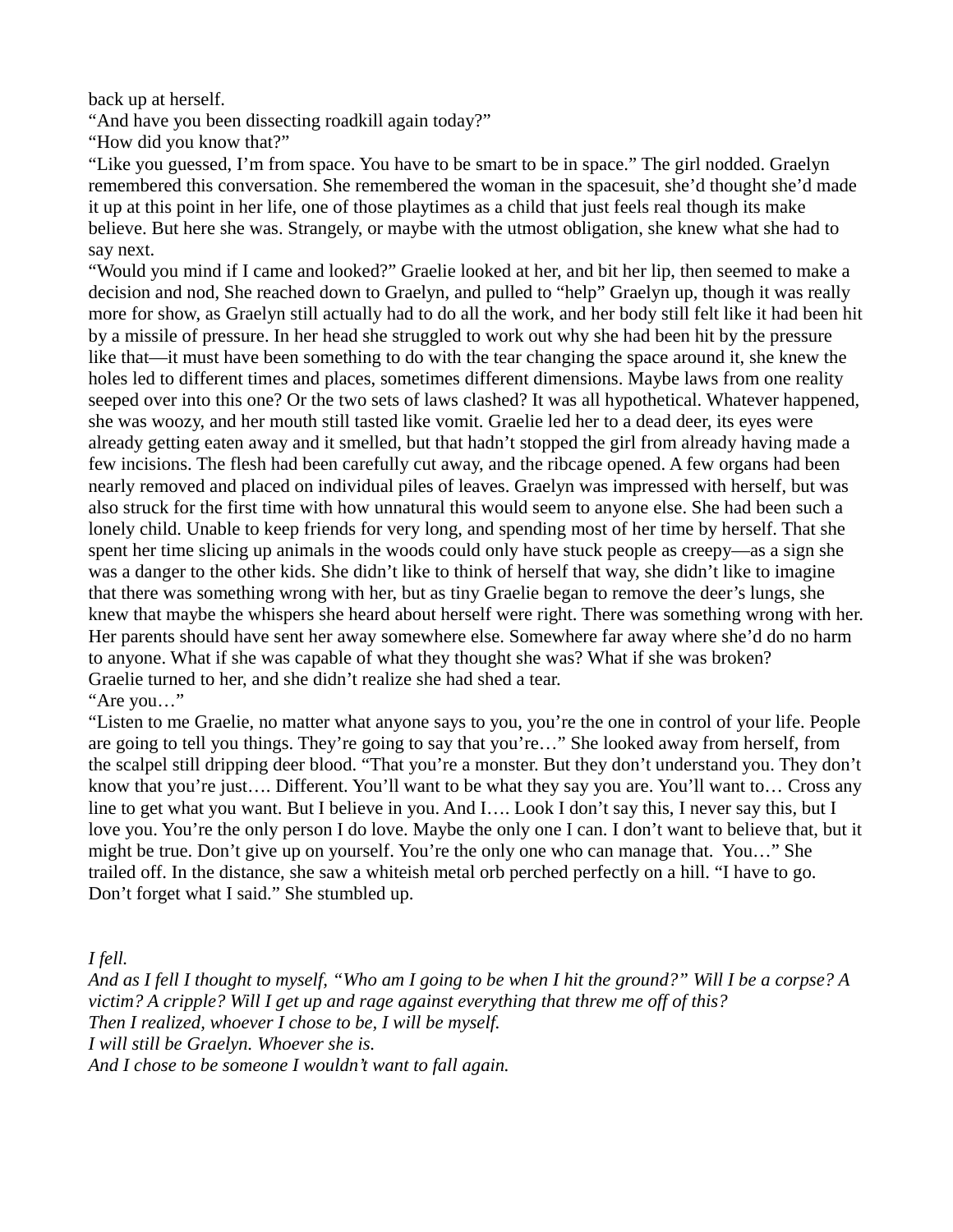back up at herself.

"And have you been dissecting roadkill again today?"

"How did you know that?"

"Like you guessed, I'm from space. You have to be smart to be in space." The girl nodded. Graelyn remembered this conversation. She remembered the woman in the spacesuit, she'd thought she'd made it up at this point in her life, one of those playtimes as a child that just feels real though its make believe. But here she was. Strangely, or maybe with the utmost obligation, she knew what she had to say next.

"Would you mind if I came and looked?" Graelie looked at her, and bit her lip, then seemed to make a decision and nod, She reached down to Graelyn, and pulled to "help" Graelyn up, though it was really more for show, as Graelyn still actually had to do all the work, and her body still felt like it had been hit by a missile of pressure. In her head she struggled to work out why she had been hit by the pressure like that—it must have been something to do with the tear changing the space around it, she knew the holes led to different times and places, sometimes different dimensions. Maybe laws from one reality seeped over into this one? Or the two sets of laws clashed? It was all hypothetical. Whatever happened, she was woozy, and her mouth still tasted like vomit. Graelie led her to a dead deer, its eyes were already getting eaten away and it smelled, but that hadn't stopped the girl from already having made a few incisions. The flesh had been carefully cut away, and the ribcage opened. A few organs had been nearly removed and placed on individual piles of leaves. Graelyn was impressed with herself, but was also struck for the first time with how unnatural this would seem to anyone else. She had been such a lonely child. Unable to keep friends for very long, and spending most of her time by herself. That she spent her time slicing up animals in the woods could only have stuck people as creepy—as a sign she was a danger to the other kids. She didn't like to think of herself that way, she didn't like to imagine that there was something wrong with her, but as tiny Graelie began to remove the deer's lungs, she knew that maybe the whispers she heard about herself were right. There was something wrong with her. Her parents should have sent her away somewhere else. Somewhere far away where she'd do no harm to anyone. What if she was capable of what they thought she was? What if she was broken?

Graelie turned to her, and she didn't realize she had shed a tear.

"Are you…"

"Listen to me Graelie, no matter what anyone says to you, you're the one in control of your life. People are going to tell you things. They're going to say that you're…" She looked away from herself, from the scalpel still dripping deer blood. "That you're a monster. But they don't understand you. They don't know that you're just…. Different. You'll want to be what they say you are. You'll want to… Cross any line to get what you want. But I believe in you. And I…. Look I don't say this, I never say this, but I love you. You're the only person I do love. Maybe the only one I can. I don't want to believe that, but it might be true. Don't give up on yourself. You're the only one who can manage that. You…" She trailed off. In the distance, she saw a whiteish metal orb perched perfectly on a hill. "I have to go. Don't forget what I said." She stumbled up.

*I fell.*

*And as I fell I thought to myself, "Who am I going to be when I hit the ground?" Will I be a corpse? A victim? A cripple? Will I get up and rage against everything that threw me off of this?*

*Then I realized, whoever I chose to be, I will be myself.*

*I will still be Graelyn. Whoever she is.*

*And I chose to be someone I wouldn't want to fall again.*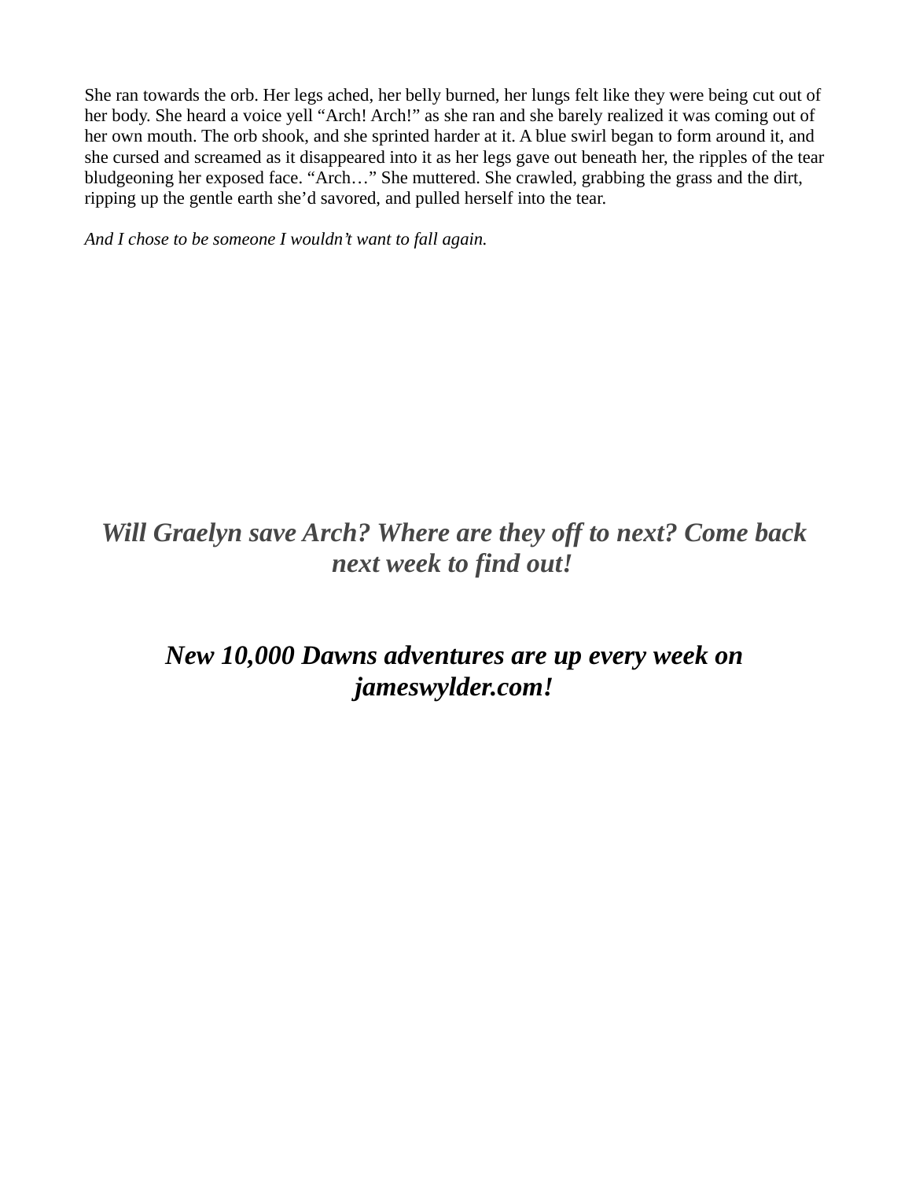She ran towards the orb. Her legs ached, her belly burned, her lungs felt like they were being cut out of her body. She heard a voice yell "Arch! Arch!" as she ran and she barely realized it was coming out of her own mouth. The orb shook, and she sprinted harder at it. A blue swirl began to form around it, and she cursed and screamed as it disappeared into it as her legs gave out beneath her, the ripples of the tear bludgeoning her exposed face. "Arch…" She muttered. She crawled, grabbing the grass and the dirt, ripping up the gentle earth she'd savored, and pulled herself into the tear.

*And I chose to be someone I wouldn't want to fall again.*

***Will Graelyn save Arch? Where are they off to next? Come back next week to find out!***

***New 10,000 Dawns adventures are up every week on jameswylder.com!***